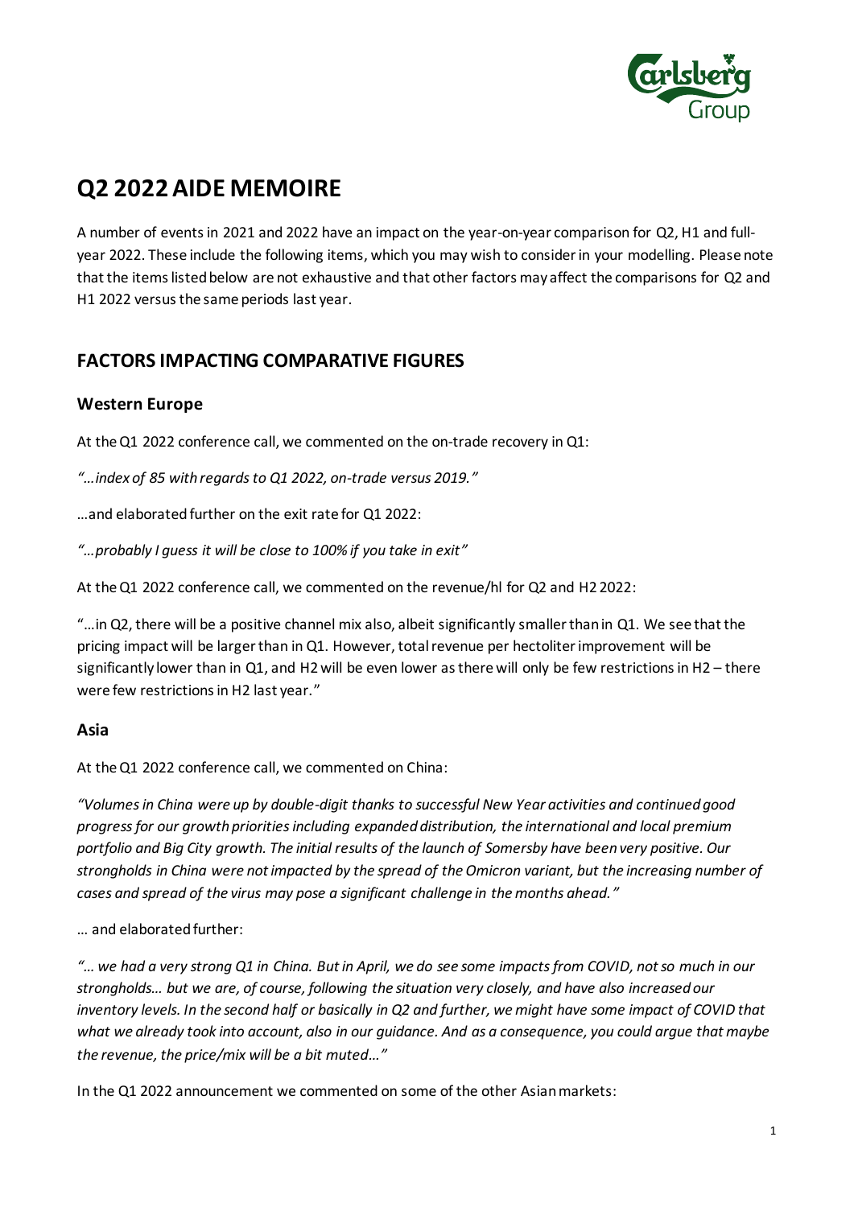# Q2 2022 AIDE MEMOIRE

A number of events in 2021 and 2022 have an impact on the year-on-year comparison for Q2, H1 and full-year 2022. These include the following items, which you may wish to consider in your modelling. Please note that the items listed below are not exhaustive and that other factors may affect the comparisons for Q2 and H1 2022 versus the same periods last year.

## FACTORS IMPACTING COMPARATIVE FIGURES

### Western Europe

At the Q1 2022 conference call, we commented on the on-trade recovery in Q1:

*"…index of 85 with regards to Q1 2022, on-trade versus 2019."*

…and elaborated further on the exit rate for Q1 2022:

*"…probably I guess it will be close to 100% if you take in exit"*

At the Q1 2022 conference call, we commented on the revenue/hl for Q2 and H2 2022:

"…in Q2, there will be a positive channel mix also, albeit significantly smaller than in Q1. We see that the pricing impact will be larger than in Q1. However, total revenue per hectoliter improvement will be significantly lower than in Q1, and H2 will be even lower as there will only be few restrictions in H2 – there were few restrictions in H2 last year."

### Asia

At the Q1 2022 conference call, we commented on China:

*"Volumes in China were up by double-digit thanks to successful New Year activities and continued good progress for our growth priorities including expanded distribution, the international and local premium portfolio and Big City growth. The initial results of the launch of Somersby have been very positive. Our strongholds in China were not impacted by the spread of the Omicron variant, but the increasing number of cases and spread of the virus may pose a significant challenge in the months ahead."*

… and elaborated further:

*"… we had a very strong Q1 in China. But in April, we do see some impacts from COVID, not so much in our strongholds… but we are, of course, following the situation very closely, and have also increased our inventory levels. In the second half or basically in Q2 and further, we might have some impact of COVID that what we already took into account, also in our guidance. And as a consequence, you could argue that maybe the revenue, the price/mix will be a bit muted…"*

In the Q1 2022 announcement we commented on some of the other Asian markets: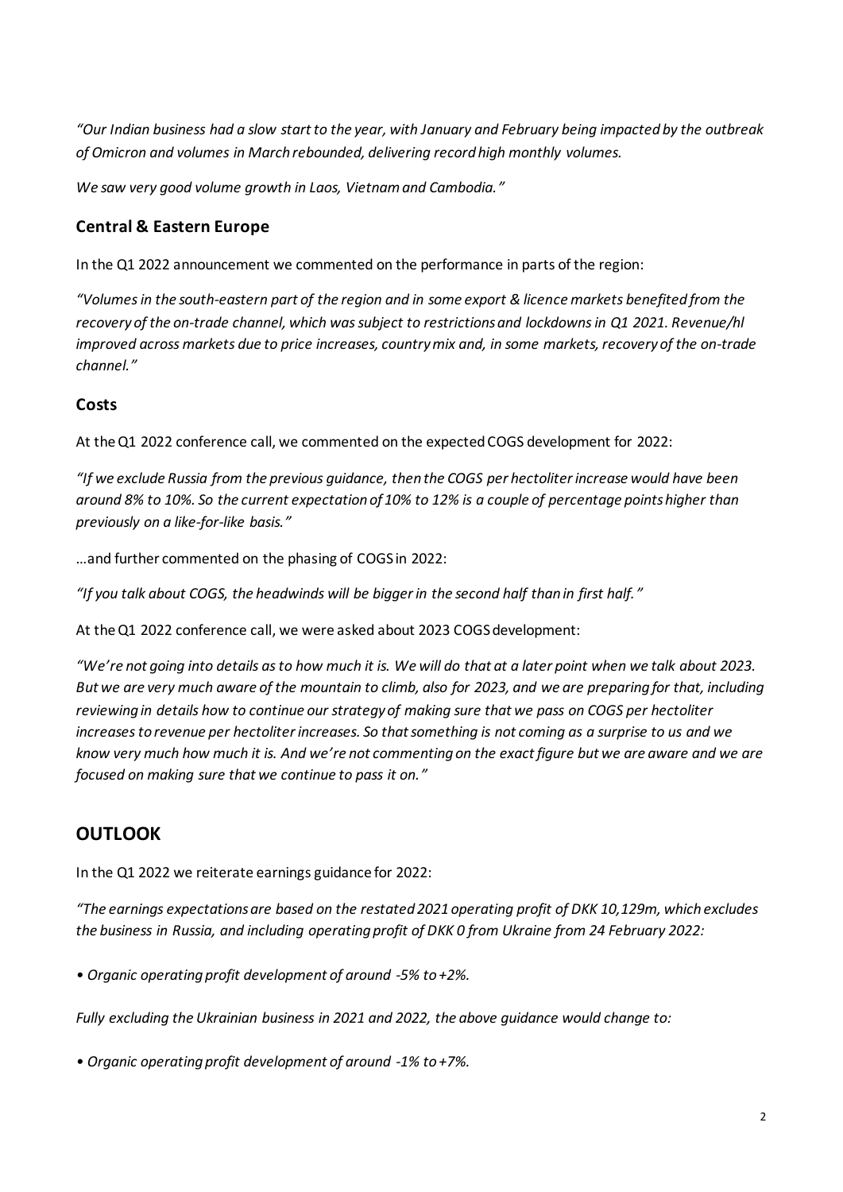*"Our Indian business had a slow start to the year, with January and February being impacted by the outbreak of Omicron and volumes in March rebounded, delivering record high monthly volumes.*

*We saw very good volume growth in Laos, Vietnam and Cambodia."*

### Central & Eastern Europe

In the Q1 2022 announcement we commented on the performance in parts of the region:

*"Volumes in the south-eastern part of the region and in some export & licence markets benefited from the recovery of the on-trade channel, which was subject to restrictions and lockdowns in Q1 2021. Revenue/hl improved across markets due to price increases, country mix and, in some markets, recovery of the on-trade channel."*

### Costs

At the Q1 2022 conference call, we commented on the expected COGS development for 2022:

*"If we exclude Russia from the previous guidance, then the COGS per hectoliter increase would have been around 8% to 10%. So the current expectation of 10% to 12% is a couple of percentage points higher than previously on a like-for-like basis."*

…and further commented on the phasing of COGS in 2022:

*"If you talk about COGS, the headwinds will be bigger in the second half than in first half."*

At the Q1 2022 conference call, we were asked about 2023 COGS development:

*"We're not going into details as to how much it is. We will do that at a later point when we talk about 2023. But we are very much aware of the mountain to climb, also for 2023, and we are preparing for that, including reviewing in details how to continue our strategy of making sure that we pass on COGS per hectoliter increases to revenue per hectoliter increases. So that something is not coming as a surprise to us and we know very much how much it is. And we're not commenting on the exact figure but we are aware and we are focused on making sure that we continue to pass it on."*

## OUTLOOK

In the Q1 2022 we reiterate earnings guidance for 2022:

*"The earnings expectations are based on the restated 2021 operating profit of DKK 10,129m, which excludes the business in Russia, and including operating profit of DKK 0 from Ukraine from 24 February 2022:*

- *Organic operating profit development of around -5% to +2%.*

*Fully excluding the Ukrainian business in 2021 and 2022, the above guidance would change to:*

- *Organic operating profit development of around -1% to +7%.*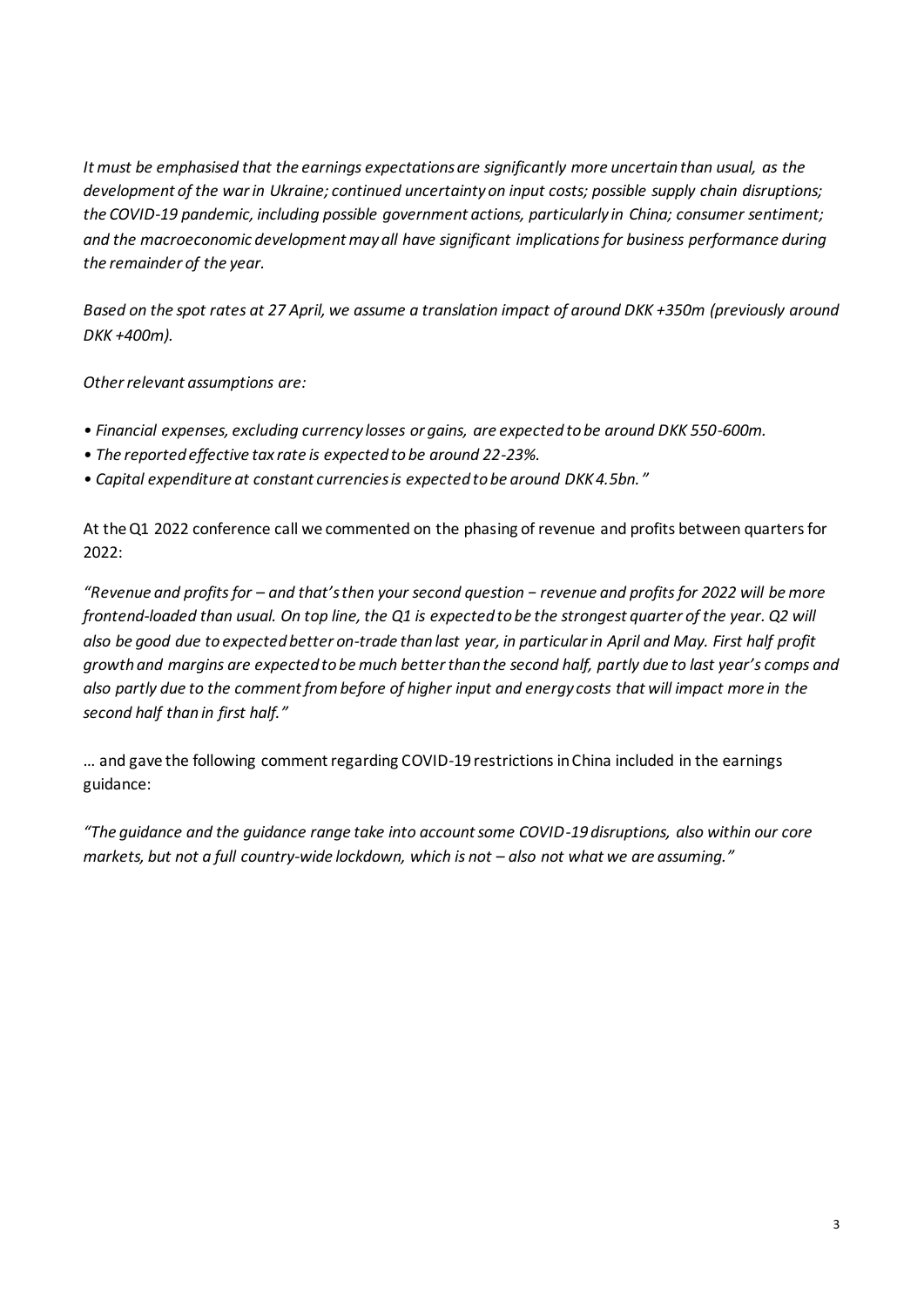*It must be emphasised that the earnings expectations are significantly more uncertain than usual, as the development of the war in Ukraine; continued uncertainty on input costs; possible supply chain disruptions; the COVID-19 pandemic, including possible government actions, particularly in China; consumer sentiment; and the macroeconomic development may all have significant implications for business performance during the remainder of the year.*

*Based on the spot rates at 27 April, we assume a translation impact of around DKK +350m (previously around DKK +400m).*

*Other relevant assumptions are:*

- *Financial expenses, excluding currency losses or gains, are expected to be around DKK 550-600m.*
- *The reported effective tax rate is expected to be around 22-23%.*
- *Capital expenditure at constant currencies is expected to be around DKK 4.5bn."*

At the Q1 2022 conference call we commented on the phasing of revenue and profits between quarters for 2022:

*"Revenue and profits for – and that's then your second question − revenue and profits for 2022 will be more frontend-loaded than usual. On top line, the Q1 is expected to be the strongest quarter of the year. Q2 will also be good due to expected better on-trade than last year, in particular in April and May. First half profit growth and margins are expected to be much better than the second half, partly due to last year's comps and also partly due to the comment from before of higher input and energy costs that will impact more in the second half than in first half."*

… and gave the following comment regarding COVID-19 restrictions in China included in the earnings guidance:

*"The guidance and the guidance range take into account some COVID-19 disruptions, also within our core markets, but not a full country-wide lockdown, which is not – also not what we are assuming."*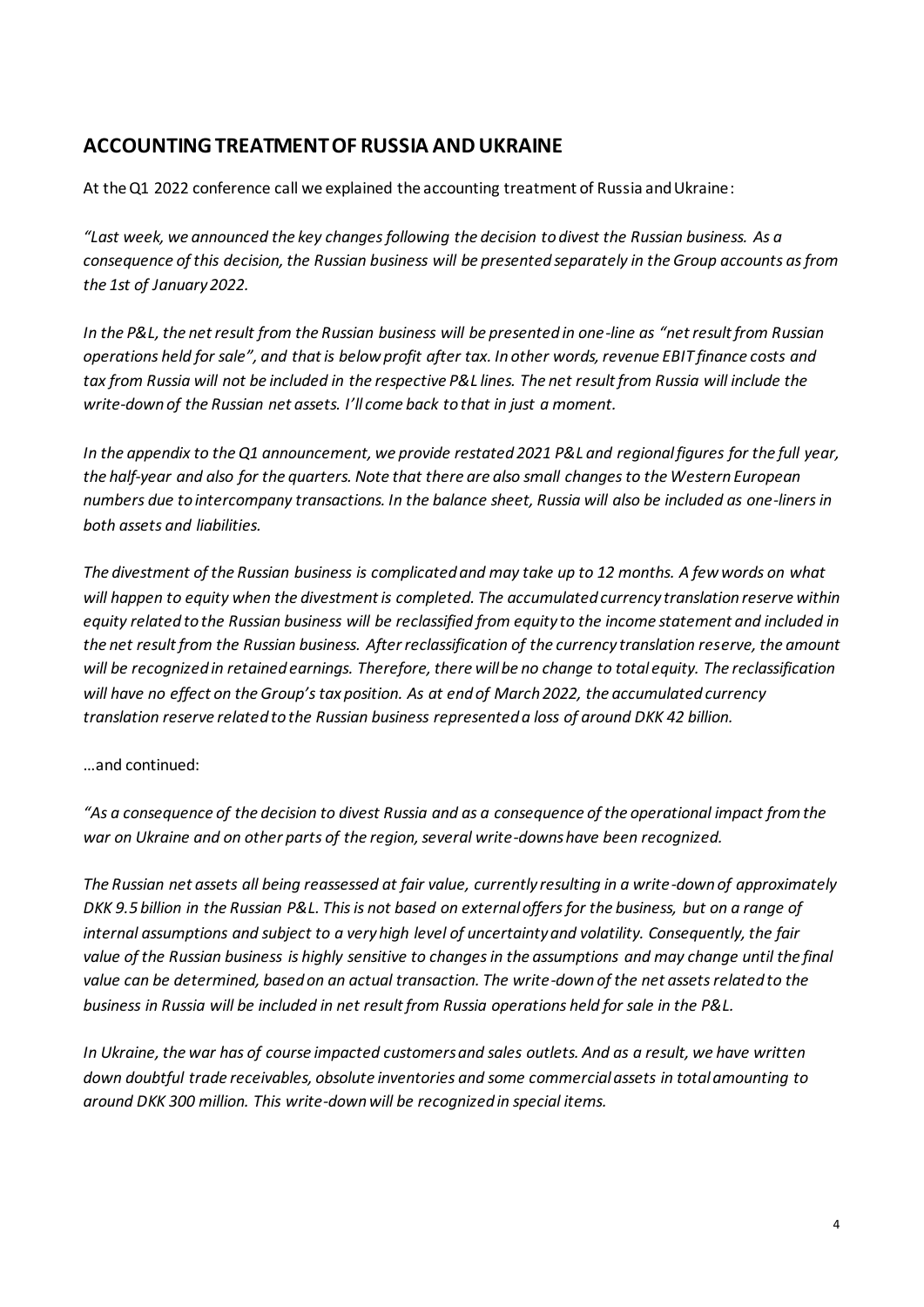## ACCOUNTING TREATMENT OF RUSSIA AND UKRAINE

At the Q1 2022 conference call we explained the accounting treatment of Russia and Ukraine:

*"Last week, we announced the key changes following the decision to divest the Russian business. As a consequence of this decision, the Russian business will be presented separately in the Group accounts as from the 1st of January 2022.*

*In the P&L, the net result from the Russian business will be presented in one-line as "net result from Russian operations held for sale", and that is below profit after tax. In other words, revenue EBIT finance costs and tax from Russia will not be included in the respective P&L lines. The net result from Russia will include the write-down of the Russian net assets. I'll come back to that in just a moment.*

*In the appendix to the Q1 announcement, we provide restated 2021 P&L and regional figures for the full year, the half-year and also for the quarters. Note that there are also small changes to the Western European numbers due to intercompany transactions. In the balance sheet, Russia will also be included as one-liners in both assets and liabilities.*

*The divestment of the Russian business is complicated and may take up to 12 months. A few words on what will happen to equity when the divestment is completed. The accumulated currency translation reserve within equity related to the Russian business will be reclassified from equity to the income statement and included in the net result from the Russian business. After reclassification of the currency translation reserve, the amount will be recognized in retained earnings. Therefore, there will be no change to total equity. The reclassification will have no effect on the Group's tax position. As at end of March 2022, the accumulated currency translation reserve related to the Russian business represented a loss of around DKK 42 billion.*

…and continued:

*"As a consequence of the decision to divest Russia and as a consequence of the operational impact from the war on Ukraine and on other parts of the region, several write-downs have been recognized.*

*The Russian net assets all being reassessed at fair value, currently resulting in a write-down of approximately DKK 9.5 billion in the Russian P&L. This is not based on external offers for the business, but on a range of internal assumptions and subject to a very high level of uncertainty and volatility. Consequently, the fair value of the Russian business is highly sensitive to changes in the assumptions and may change until the final value can be determined, based on an actual transaction. The write-down of the net assets related to the business in Russia will be included in net result from Russia operations held for sale in the P&L.*

*In Ukraine, the war has of course impacted customers and sales outlets. And as a result, we have written down doubtful trade receivables, obsolute inventories and some commercial assets in total amounting to around DKK 300 million. This write-down will be recognized in special items.*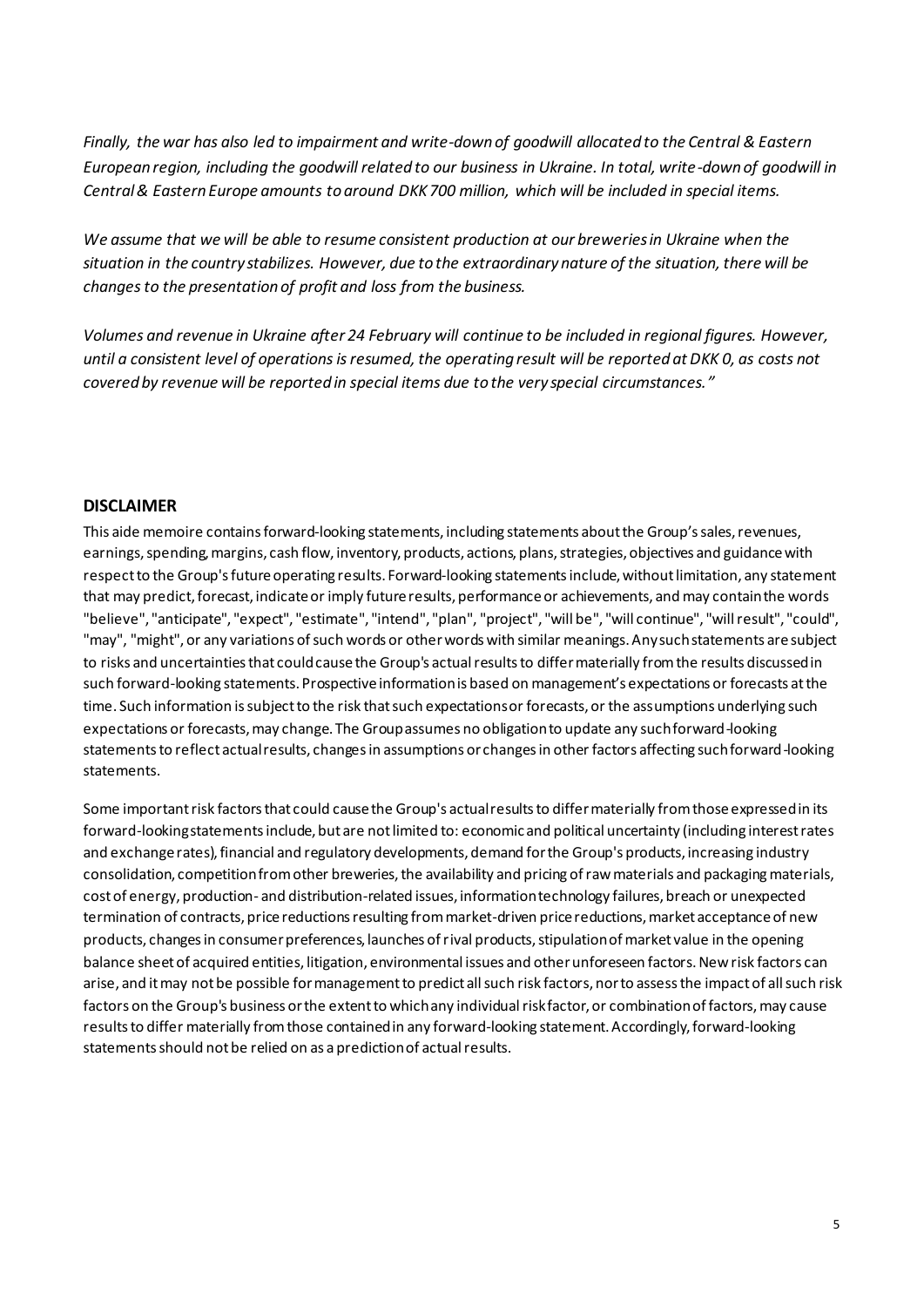*Finally, the war has also led to impairment and write-down of goodwill allocated to the Central & Eastern European region, including the goodwill related to our business in Ukraine. In total, write-down of goodwill in Central & Eastern Europe amounts to around DKK 700 million, which will be included in special items.*

*We assume that we will be able to resume consistent production at our breweries in Ukraine when the situation in the country stabilizes. However, due to the extraordinary nature of the situation, there will be changes to the presentation of profit and loss from the business.*

*Volumes and revenue in Ukraine after 24 February will continue to be included in regional figures. However, until a consistent level of operations is resumed, the operating result will be reported at DKK 0, as costs not covered by revenue will be reported in special items due to the very special circumstances."*

## DISCLAIMER

This aide memoire contains forward-looking statements, including statements about the Group's sales, revenues, earnings, spending, margins, cash flow, inventory, products, actions, plans, strategies, objectives and guidance with respect to the Group's future operating results. Forward-looking statements include, without limitation, any statement that may predict, forecast, indicate or imply future results, performance or achievements, and may contain the words "believe", "anticipate", "expect", "estimate", "intend", "plan", "project", "will be", "will continue", "will result", "could", "may", "might", or any variations of such words or other words with similar meanings. Any such statements are subject to risks and uncertainties that could cause the Group's actual results to differ materially from the results discussed in such forward-looking statements. Prospective information is based on management's expectations or forecasts at the time. Such information is subject to the risk that such expectations or forecasts, or the assumptions underlying such expectations or forecasts, may change. The Group assumes no obligation to update any such forward-looking statements to reflect actual results, changes in assumptions or changes in other factors affecting such forward-looking statements.

Some important risk factors that could cause the Group's actual results to differ materially from those expressed in its forward-looking statements include, but are not limited to: economic and political uncertainty (including interest rates and exchange rates), financial and regulatory developments, demand for the Group's products, increasing industry consolidation, competition from other breweries, the availability and pricing of raw materials and packaging materials, cost of energy, production- and distribution-related issues, information technology failures, breach or unexpected termination of contracts, price reductions resulting from market-driven price reductions, market acceptance of new products, changes in consumer preferences, launches of rival products, stipulation of market value in the opening balance sheet of acquired entities, litigation, environmental issues and other unforeseen factors. New risk factors can arise, and it may not be possible for management to predict all such risk factors, nor to assess the impact of all such risk factors on the Group's business or the extent to which any individual risk factor, or combination of factors, may cause results to differ materially from those contained in any forward-looking statement. Accordingly, forward-looking statements should not be relied on as a prediction of actual results.